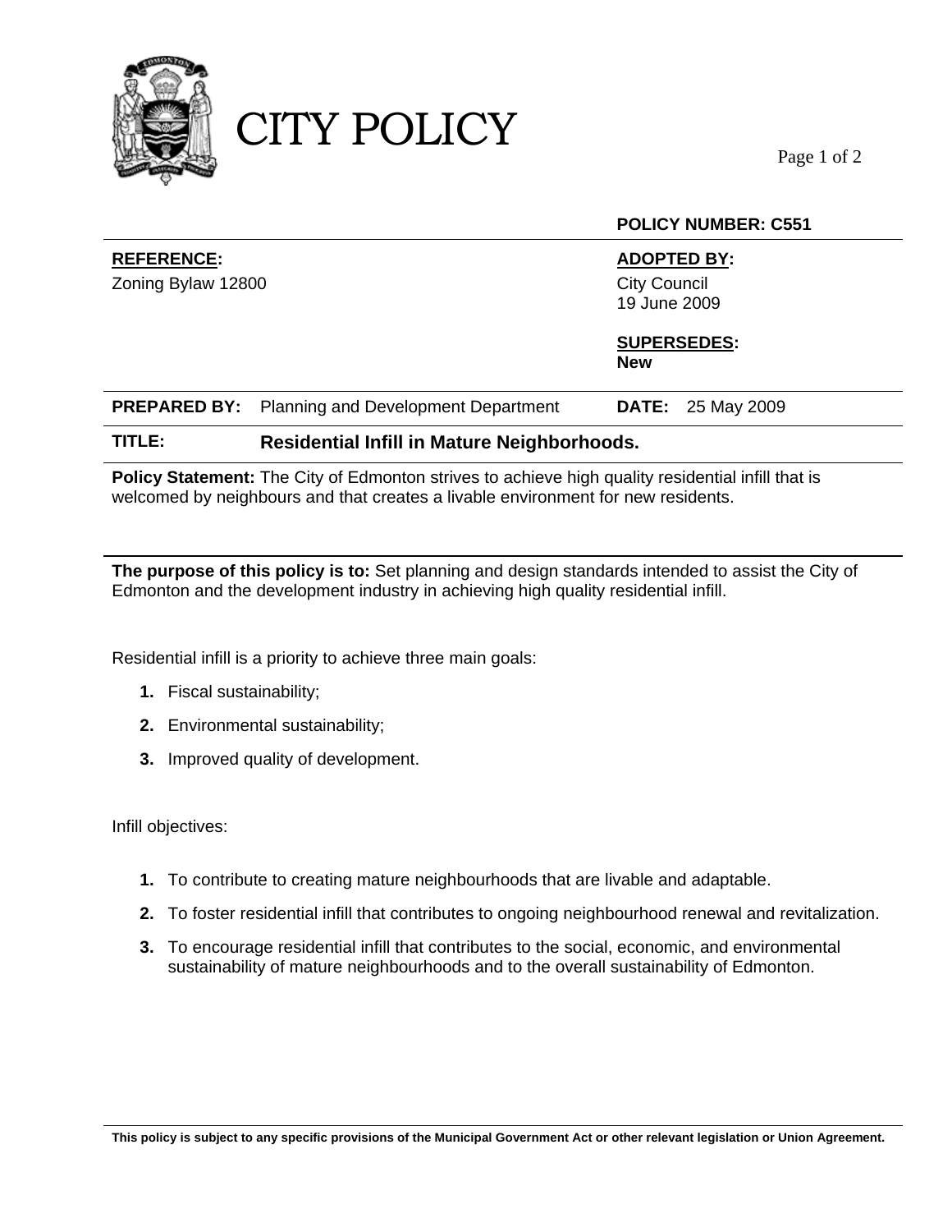# CITY POLICY

**POLICY NUMBER: C551**

| **REFERENCE:** | **ADOPTED BY:** |
|---|---|
| Zoning Bylaw 12800 | City Council<br>19 June 2009 |
| | **SUPERSEDES:**<br>**New** |

**PREPARED BY:** Planning and Development Department **DATE:** 25 May 2009

**TITLE:** **Residential Infill in Mature Neighborhoods.**

**Policy Statement:** The City of Edmonton strives to achieve high quality residential infill that is welcomed by neighbours and that creates a livable environment for new residents.

**The purpose of this policy is to:** Set planning and design standards intended to assist the City of Edmonton and the development industry in achieving high quality residential infill.

Residential infill is a priority to achieve three main goals:

1. Fiscal sustainability;
2. Environmental sustainability;
3. Improved quality of development.

Infill objectives:

1. To contribute to creating mature neighbourhoods that are livable and adaptable.
2. To foster residential infill that contributes to ongoing neighbourhood renewal and revitalization.
3. To encourage residential infill that contributes to the social, economic, and environmental sustainability of mature neighbourhoods and to the overall sustainability of Edmonton.

**This policy is subject to any specific provisions of the Municipal Government Act or other relevant legislation or Union Agreement.**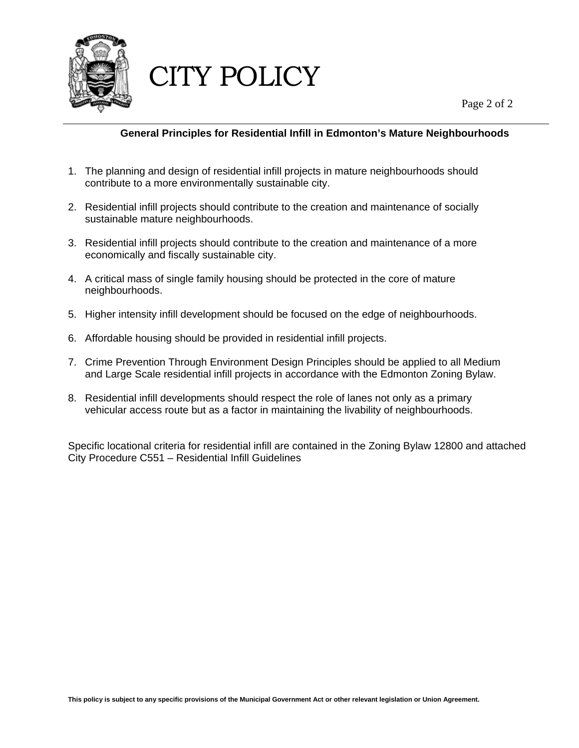# CITY POLICY

## General Principles for Residential Infill in Edmonton's Mature Neighbourhoods

1. The planning and design of residential infill projects in mature neighbourhoods should contribute to a more environmentally sustainable city.

2. Residential infill projects should contribute to the creation and maintenance of socially sustainable mature neighbourhoods.

3. Residential infill projects should contribute to the creation and maintenance of a more economically and fiscally sustainable city.

4. A critical mass of single family housing should be protected in the core of mature neighbourhoods.

5. Higher intensity infill development should be focused on the edge of neighbourhoods.

6. Affordable housing should be provided in residential infill projects.

7. Crime Prevention Through Environment Design Principles should be applied to all Medium and Large Scale residential infill projects in accordance with the Edmonton Zoning Bylaw.

8. Residential infill developments should respect the role of lanes not only as a primary vehicular access route but as a factor in maintaining the livability of neighbourhoods.

Specific locational criteria for residential infill are contained in the Zoning Bylaw 12800 and attached City Procedure C551 – Residential Infill Guidelines

**This policy is subject to any specific provisions of the Municipal Government Act or other relevant legislation or Union Agreement.**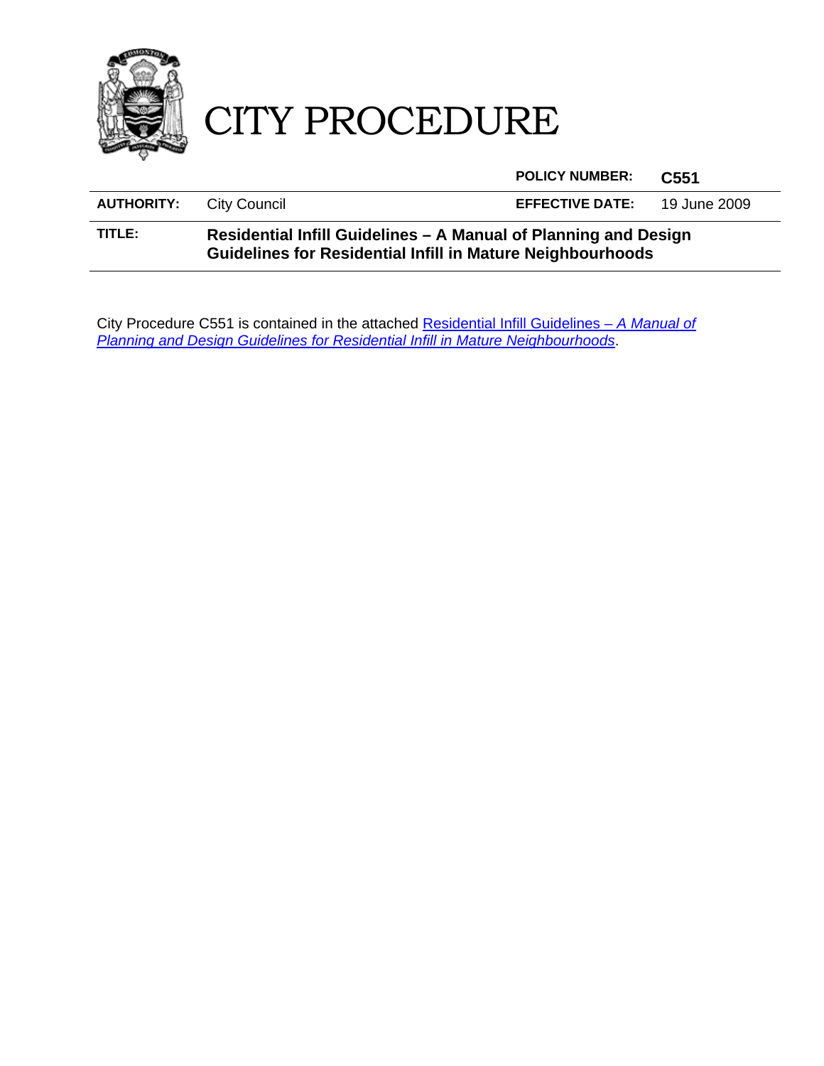# CITY PROCEDURE

| | | | |
|---|---|---|---|
| | | **POLICY NUMBER:** | **C551** |
| **AUTHORITY:** | City Council | **EFFECTIVE DATE:** | 19 June 2009 |
| **TITLE:** | **Residential Infill Guidelines – A Manual of Planning and Design Guidelines for Residential Infill in Mature Neighbourhoods** | | |

City Procedure C551 is contained in the attached Residential Infill Guidelines – *A Manual of Planning and Design Guidelines for Residential Infill in Mature Neighbourhoods*.